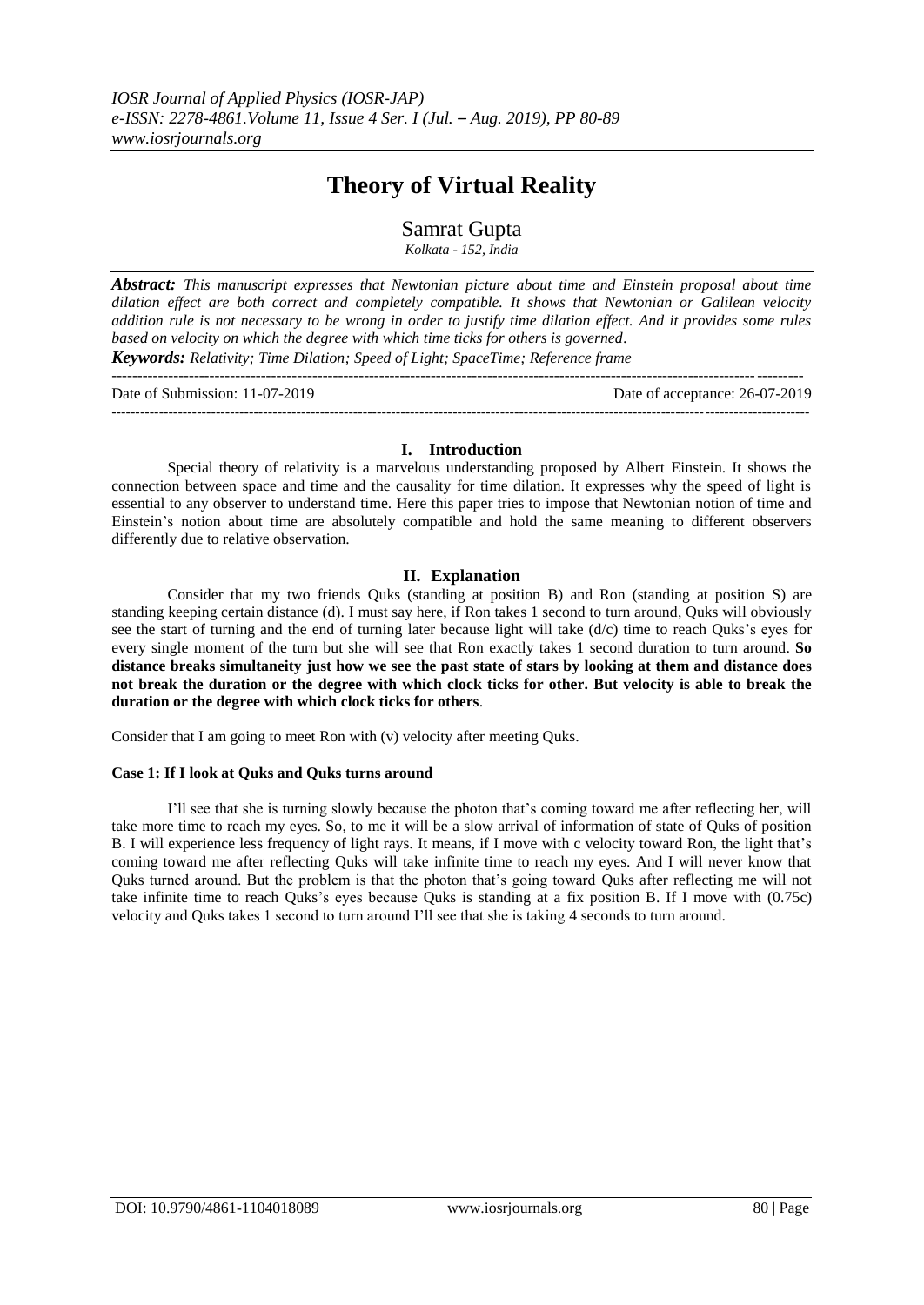# Theory of Virtual Reality

## Samrat Gupta

*Kolkata - 152, India*

***Abstract:*** *This manuscript expresses that Newtonian picture about time and Einstein proposal about time dilation effect are both correct and completely compatible. It shows that Newtonian or Galilean velocity addition rule is not necessary to be wrong in order to justify time dilation effect. And it provides some rules based on velocity on which the degree with which time ticks for others is governed.*

***Keywords:*** *Relativity; Time Dilation; Speed of Light; SpaceTime; Reference frame*

Date of Submission: 11-07-2019 | Date of acceptance: 26-07-2019

## I. Introduction

Special theory of relativity is a marvelous understanding proposed by Albert Einstein. It shows the connection between space and time and the causality for time dilation. It expresses why the speed of light is essential to any observer to understand time. Here this paper tries to impose that Newtonian notion of time and Einstein's notion about time are absolutely compatible and hold the same meaning to different observers differently due to relative observation.

## II. Explanation

Consider that my two friends Quks (standing at position B) and Ron (standing at position S) are standing keeping certain distance (d). I must say here, if Ron takes 1 second to turn around, Quks will obviously see the start of turning and the end of turning later because light will take (d/c) time to reach Quks's eyes for every single moment of the turn but she will see that Ron exactly takes 1 second duration to turn around. **So distance breaks simultaneity just how we see the past state of stars by looking at them and distance does not break the duration or the degree with which clock ticks for other. But velocity is able to break the duration or the degree with which clock ticks for others**.

Consider that I am going to meet Ron with (v) velocity after meeting Quks.

**Case 1: If I look at Quks and Quks turns around**

I'll see that she is turning slowly because the photon that's coming toward me after reflecting her, will take more time to reach my eyes. So, to me it will be a slow arrival of information of state of Quks of position B. I will experience less frequency of light rays. It means, if I move with c velocity toward Ron, the light that's coming toward me after reflecting Quks will take infinite time to reach my eyes. And I will never know that Quks turned around. But the problem is that the photon that's going toward Quks after reflecting me will not take infinite time to reach Quks's eyes because Quks is standing at a fix position B. If I move with (0.75c) velocity and Quks takes 1 second to turn around I'll see that she is taking 4 seconds to turn around.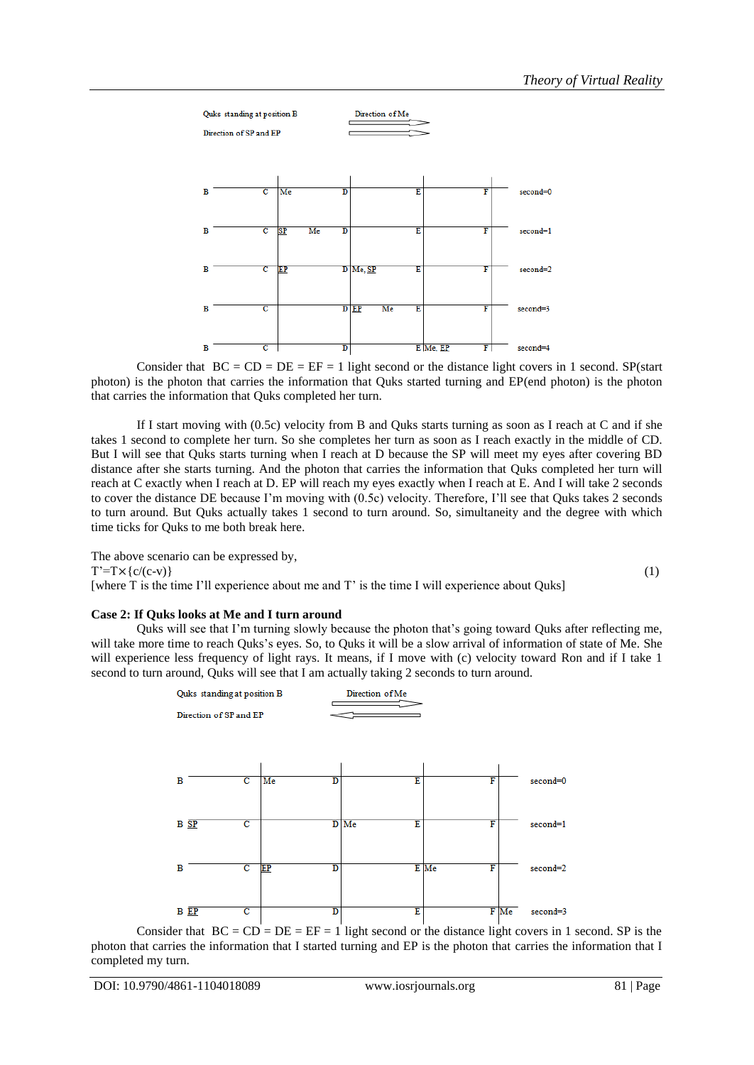Quks standing at position B — Direction of Me →

Direction of SP and EP →

| | | | | | | |
|---|---|---|---|---|---|---|
| B | C | Me | D | E | F | second=0 |
| B | C | SP Me | D | E | F | second=1 |
| B | C | EP | D Me, SP | E | F | second=2 |
| B | C | | D EP Me | E | F | second=3 |
| B | C | | D | E Me, EP | F | second=4 |

Consider that BC = CD = DE = EF = 1 light second or the distance light covers in 1 second. SP(start photon) is the photon that carries the information that Quks started turning and EP(end photon) is the photon that carries the information that Quks completed her turn.

If I start moving with (0.5c) velocity from B and Quks starts turning as soon as I reach at C and if she takes 1 second to complete her turn. So she completes her turn as soon as I reach exactly in the middle of CD. But I will see that Quks starts turning when I reach at D because the SP will meet my eyes after covering BD distance after she starts turning. And the photon that carries the information that Quks completed her turn will reach at C exactly when I reach at D. EP will reach my eyes exactly when I reach at E. And I will take 2 seconds to cover the distance DE because I'm moving with (0.5c) velocity. Therefore, I'll see that Quks takes 2 seconds to turn around. But Quks actually takes 1 second to turn around. So, simultaneity and the degree with which time ticks for Quks to me both break here.

The above scenario can be expressed by,

$$T' = T \times \{c/(c-v)\} \tag{1}$$

[where T is the time I'll experience about me and T' is the time I will experience about Quks]

**Case 2: If Quks looks at Me and I turn around**

Quks will see that I'm turning slowly because the photon that's going toward Quks after reflecting me, will take more time to reach Quks's eyes. So, to Quks it will be a slow arrival of information of state of Me. She will experience less frequency of light rays. It means, if I move with (c) velocity toward Ron and if I take 1 second to turn around, Quks will see that I am actually taking 2 seconds to turn around.

Quks standing at position B — Direction of Me →

Direction of SP and EP ←

| | | | | | | |
|---|---|---|---|---|---|---|
| B | C | Me | D | E | F | second=0 |
| B SP | C | | D Me | E | F | second=1 |
| B | C | EP | D | E Me | F | second=2 |
| B EP | C | | D | E | F Me | second=3 |

Consider that BC = CD = DE = EF = 1 light second or the distance light covers in 1 second. SP is the photon that carries the information that I started turning and EP is the photon that carries the information that I completed my turn.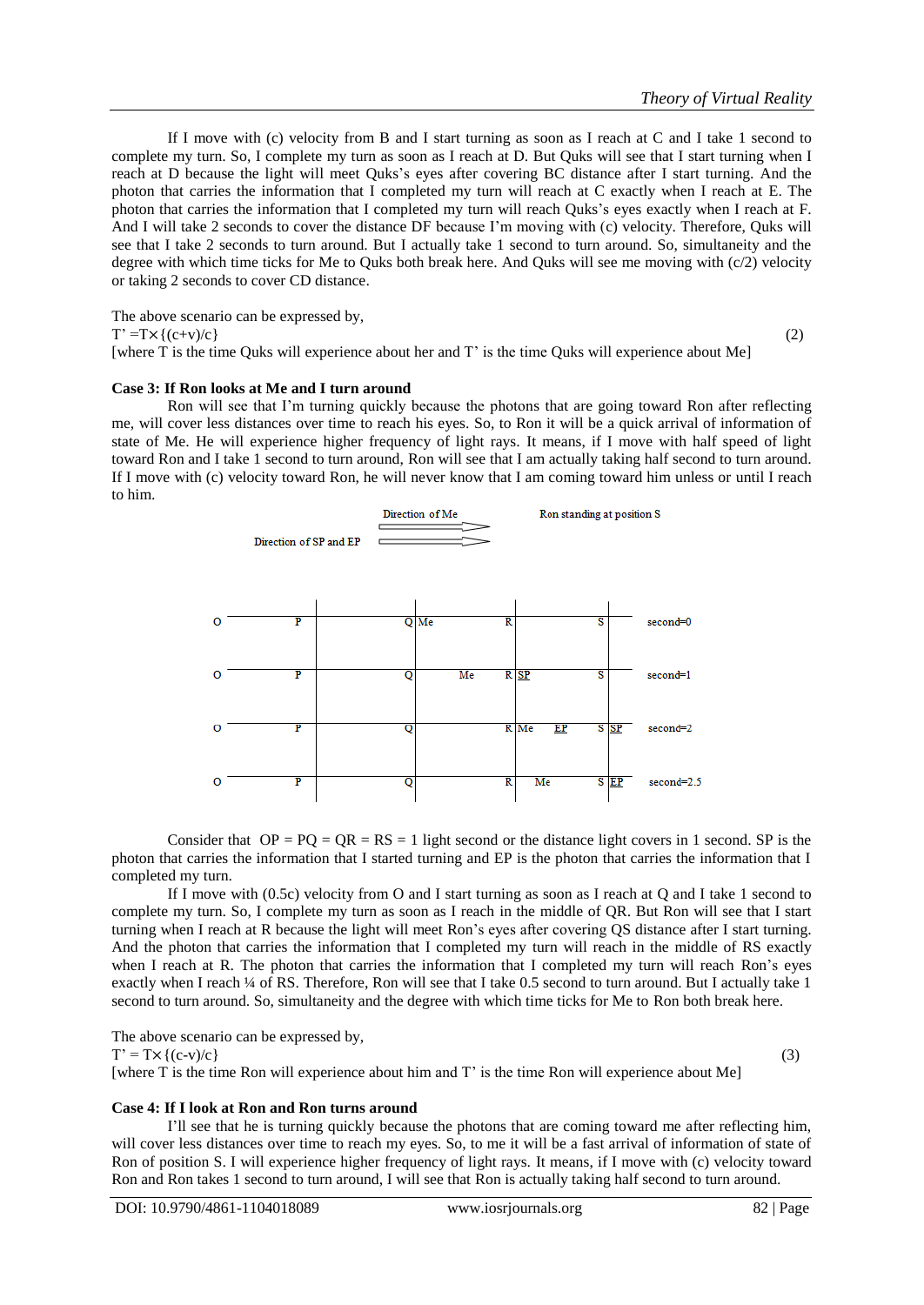If I move with (c) velocity from B and I start turning as soon as I reach at C and I take 1 second to complete my turn. So, I complete my turn as soon as I reach at D. But Quks will see that I start turning when I reach at D because the light will meet Quks's eyes after covering BC distance after I start turning. And the photon that carries the information that I completed my turn will reach at C exactly when I reach at E. The photon that carries the information that I completed my turn will reach Quks's eyes exactly when I reach at F. And I will take 2 seconds to cover the distance DF because I'm moving with (c) velocity. Therefore, Quks will see that I take 2 seconds to turn around. But I actually take 1 second to turn around. So, simultaneity and the degree with which time ticks for Me to Quks both break here. And Quks will see me moving with (c/2) velocity or taking 2 seconds to cover CD distance.

The above scenario can be expressed by,

$$T' = T\times\{(c+v)/c\} \qquad (2)$$

[where T is the time Quks will experience about her and T' is the time Quks will experience about Me]

**Case 3: If Ron looks at Me and I turn around**

Ron will see that I'm turning quickly because the photons that are going toward Ron after reflecting me, will cover less distances over time to reach his eyes. So, to Ron it will be a quick arrival of information of state of Me. He will experience higher frequency of light rays. It means, if I move with half speed of light toward Ron and I take 1 second to turn around, Ron will see that I am actually taking half second to turn around. If I move with (c) velocity toward Ron, he will never know that I am coming toward him unless or until I reach to him.

Direction of Me ⟹ &nbsp;&nbsp;&nbsp; Ron standing at position S

Direction of SP and EP ⟹

| O | P | Q | Me | R | | S | | second=0 |
|---|---|---|---|---|---|---|---|---|
| O | P | Q | Me | R | SP | S | | second=1 |
| O | P | Q | | R | Me EP | S | SP | second=2 |
| O | P | Q | | R | Me | S | EP | second=2.5 |

Consider that OP = PQ = QR = RS = 1 light second or the distance light covers in 1 second. SP is the photon that carries the information that I started turning and EP is the photon that carries the information that I completed my turn.

If I move with (0.5c) velocity from O and I start turning as soon as I reach at Q and I take 1 second to complete my turn. So, I complete my turn as soon as I reach in the middle of QR. But Ron will see that I start turning when I reach at R because the light will meet Ron's eyes after covering QS distance after I start turning. And the photon that carries the information that I completed my turn will reach in the middle of RS exactly when I reach at R. The photon that carries the information that I completed my turn will reach Ron's eyes exactly when I reach ¼ of RS. Therefore, Ron will see that I take 0.5 second to turn around. But I actually take 1 second to turn around. So, simultaneity and the degree with which time ticks for Me to Ron both break here.

The above scenario can be expressed by,

$$T' = T\times\{(c-v)/c\} \qquad (3)$$

[where T is the time Ron will experience about him and T' is the time Ron will experience about Me]

**Case 4: If I look at Ron and Ron turns around**

I'll see that he is turning quickly because the photons that are coming toward me after reflecting him, will cover less distances over time to reach my eyes. So, to me it will be a fast arrival of information of state of Ron of position S. I will experience higher frequency of light rays. It means, if I move with (c) velocity toward Ron and Ron takes 1 second to turn around, I will see that Ron is actually taking half second to turn around.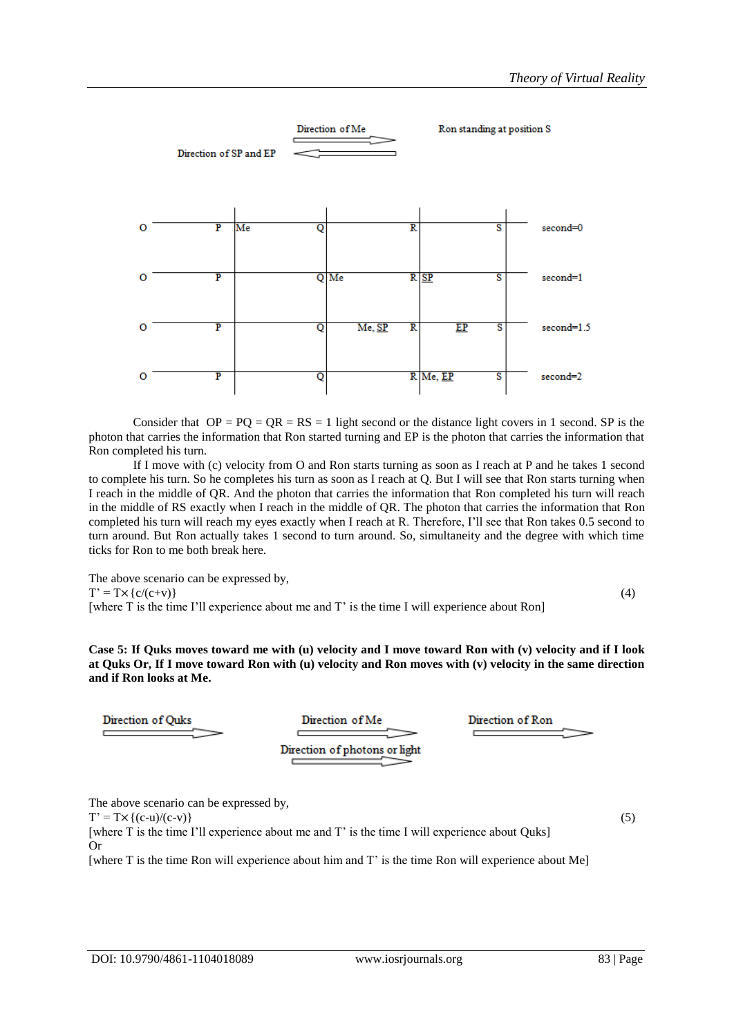Direction of Me

Ron standing at position S

Direction of SP and EP

| | | | | | |
|---|---|---|---|---|---|
| O | P Me | Q | R | S | second=0 |
| O | P | Q Me | R SP | S | second=1 |
| O | P | Q Me, SP | R EP | S | second=1.5 |
| O | P | Q | R Me, EP | S | second=2 |

Consider that OP = PQ = QR = RS = 1 light second or the distance light covers in 1 second. SP is the photon that carries the information that Ron started turning and EP is the photon that carries the information that Ron completed his turn.

If I move with (c) velocity from O and Ron starts turning as soon as I reach at P and he takes 1 second to complete his turn. So he completes his turn as soon as I reach at Q. But I will see that Ron starts turning when I reach in the middle of QR. And the photon that carries the information that Ron completed his turn will reach in the middle of RS exactly when I reach in the middle of QR. The photon that carries the information that Ron completed his turn will reach my eyes exactly when I reach at R. Therefore, I'll see that Ron takes 0.5 second to turn around. But Ron actually takes 1 second to turn around. So, simultaneity and the degree with which time ticks for Ron to me both break here.

The above scenario can be expressed by,

$$T' = T\times\{c/(c+v)\} \tag{4}$$

[where T is the time I'll experience about me and T' is the time I will experience about Ron]

**Case 5: If Quks moves toward me with (u) velocity and I move toward Ron with (v) velocity and if I look at Quks Or, If I move toward Ron with (u) velocity and Ron moves with (v) velocity in the same direction and if Ron looks at Me.**

Direction of Quks

Direction of Me

Direction of Ron

Direction of photons or light

The above scenario can be expressed by,

$$T' = T\times\{(c-u)/(c-v)\} \tag{5}$$

[where T is the time I'll experience about me and T' is the time I will experience about Quks]

Or

[where T is the time Ron will experience about him and T' is the time Ron will experience about Me]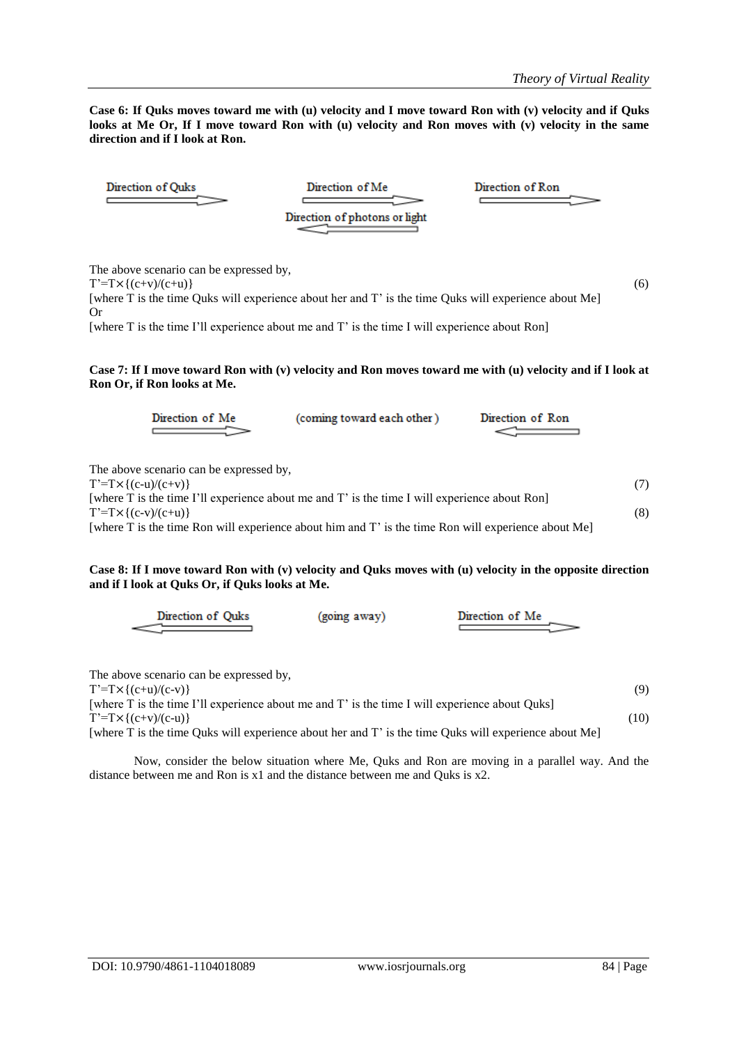**Case 6: If Quks moves toward me with (u) velocity and I move toward Ron with (v) velocity and if Quks looks at Me Or, If I move toward Ron with (u) velocity and Ron moves with (v) velocity in the same direction and if I look at Ron.**

Direction of Quks → Direction of Me → Direction of Ron →

Direction of photons or light ←

The above scenario can be expressed by,

$$T' = T \times \{(c+v)/(c+u)\} \tag{6}$$

[where T is the time Quks will experience about her and T' is the time Quks will experience about Me]

Or

[where T is the time I'll experience about me and T' is the time I will experience about Ron]

**Case 7: If I move toward Ron with (v) velocity and Ron moves toward me with (u) velocity and if I look at Ron Or, if Ron looks at Me.**

Direction of Me → (coming toward each other) ← Direction of Ron

The above scenario can be expressed by,

$$T' = T \times \{(c-u)/(c+v)\} \tag{7}$$

[where T is the time I'll experience about me and T' is the time I will experience about Ron]

$$T' = T \times \{(c-v)/(c+u)\} \tag{8}$$

[where T is the time Ron will experience about him and T' is the time Ron will experience about Me]

**Case 8: If I move toward Ron with (v) velocity and Quks moves with (u) velocity in the opposite direction and if I look at Quks Or, if Quks looks at Me.**

← Direction of Quks (going away) Direction of Me →

The above scenario can be expressed by,

$$T' = T \times \{(c+u)/(c-v)\} \tag{9}$$

[where T is the time I'll experience about me and T' is the time I will experience about Quks]

$$T' = T \times \{(c+v)/(c-u)\} \tag{10}$$

[where T is the time Quks will experience about her and T' is the time Quks will experience about Me]

Now, consider the below situation where Me, Quks and Ron are moving in a parallel way. And the distance between me and Ron is x1 and the distance between me and Quks is x2.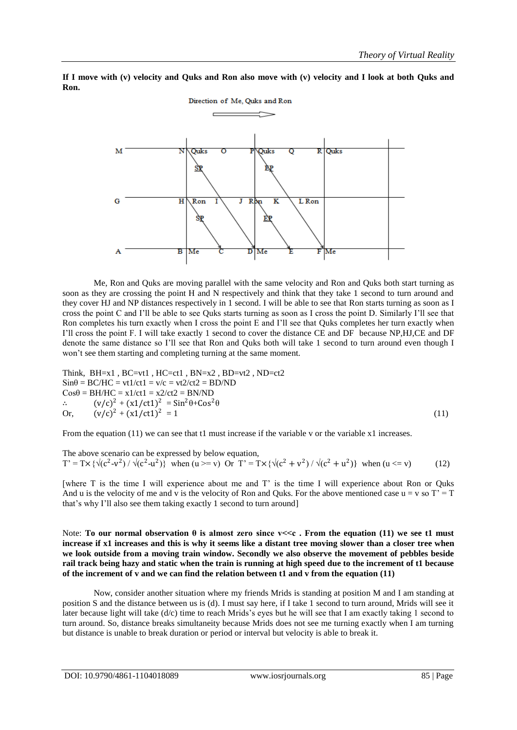**If I move with (v) velocity and Quks and Ron also move with (v) velocity and I look at both Quks and Ron.**

Me, Ron and Quks are moving parallel with the same velocity and Ron and Quks both start turning as soon as they are crossing the point H and N respectively and think that they take 1 second to turn around and they cover HJ and NP distances respectively in 1 second. I will be able to see that Ron starts turning as soon as I cross the point C and I'll be able to see Quks starts turning as soon as I cross the point D. Similarly I'll see that Ron completes his turn exactly when I cross the point E and I'll see that Quks completes her turn exactly when I'll cross the point F. I will take exactly 1 second to cover the distance CE and DF because NP,HJ,CE and DF denote the same distance so I'll see that Ron and Quks both will take 1 second to turn around even though I won't see them starting and completing turning at the same moment.

Think, $BH=x1$ , $BC=vt1$ , $HC=ct1$ , $BN=x2$ , $BD=vt2$ , $ND=ct2$

$\sin\theta = BC/HC = vt1/ct1 = v/c = vt2/ct2 = BD/ND$

$\cos\theta = BH/HC = x1/ct1 = x2/ct2 = BN/ND$

$\therefore \quad (v/c)^2 + (x1/ct1)^2 = \sin^2\theta + \cos^2\theta$

$$\text{Or,} \quad (v/c)^2 + (x1/ct1)^2 = 1 \tag{11}$$

From the equation (11) we can see that t1 must increase if the variable v or the variable x1 increases.

The above scenario can be expressed by below equation,

$$T' = T\times\{\sqrt{(c^2-v^2)} / \sqrt{(c^2-u^2)}\} \text{ when } (u >= v) \text{ Or } T' = T\times\{\sqrt{(c^2+v^2)} / \sqrt{(c^2+u^2)}\} \text{ when } (u <= v) \tag{12}$$

[where T is the time I will experience about me and T' is the time I will experience about Ron or Quks And u is the velocity of me and v is the velocity of Ron and Quks. For the above mentioned case $u = v$ so $T' = T$ that's why I'll also see them taking exactly 1 second to turn around]

Note: **To our normal observation θ is almost zero since v<<c . From the equation (11) we see t1 must increase if x1 increases and this is why it seems like a distant tree moving slower than a closer tree when we look outside from a moving train window. Secondly we also observe the movement of pebbles beside rail track being hazy and static when the train is running at high speed due to the increment of t1 because of the increment of v and we can find the relation between t1 and v from the equation (11)**

Now, consider another situation where my friends Mrids is standing at position M and I am standing at position S and the distance between us is (d). I must say here, if I take 1 second to turn around, Mrids will see it later because light will take (d/c) time to reach Mrids's eyes but he will see that I am exactly taking 1 second to turn around. So, distance breaks simultaneity because Mrids does not see me turning exactly when I am turning but distance is unable to break duration or period or interval but velocity is able to break it.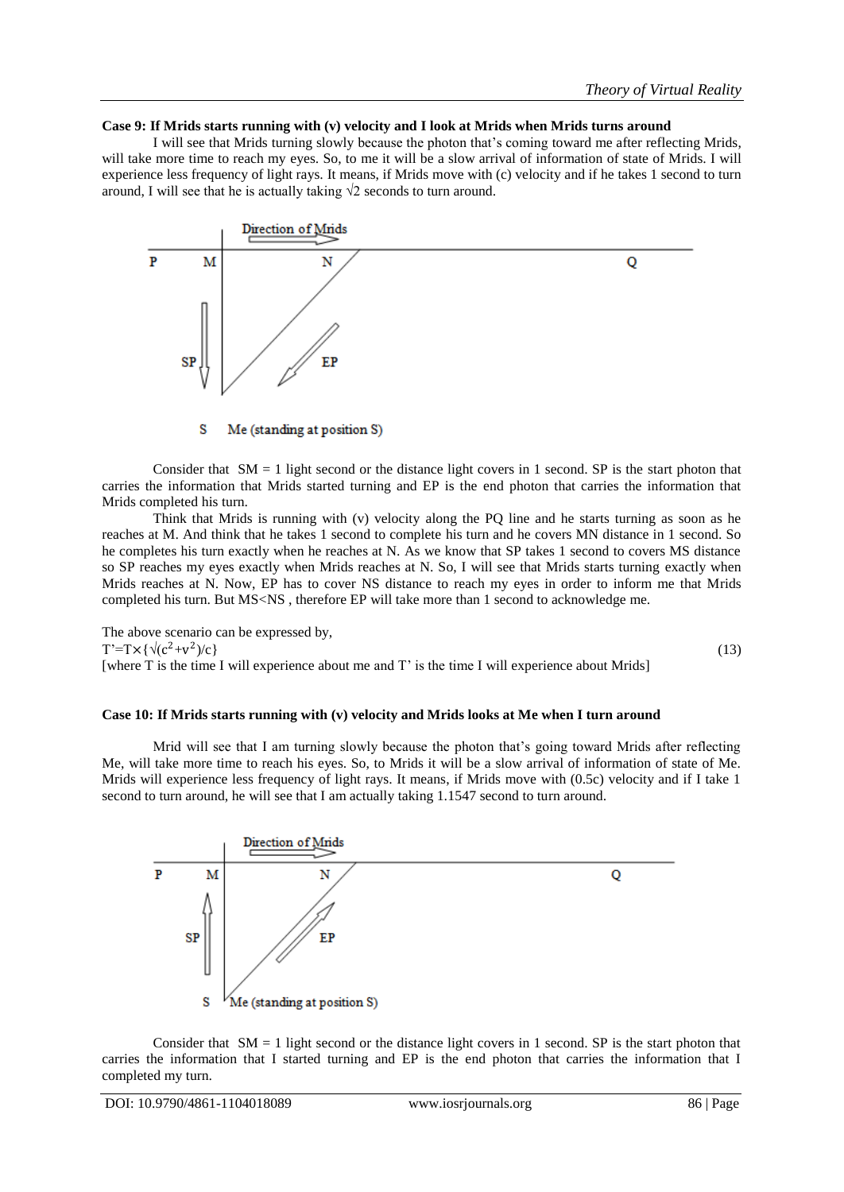**Case 9: If Mrids starts running with (v) velocity and I look at Mrids when Mrids turns around**

I will see that Mrids turning slowly because the photon that's coming toward me after reflecting Mrids, will take more time to reach my eyes. So, to me it will be a slow arrival of information of state of Mrids. I will experience less frequency of light rays. It means, if Mrids move with (c) velocity and if he takes 1 second to turn around, I will see that he is actually taking $\sqrt{2}$ seconds to turn around.

Consider that SM = 1 light second or the distance light covers in 1 second. SP is the start photon that carries the information that Mrids started turning and EP is the end photon that carries the information that Mrids completed his turn.

Think that Mrids is running with (v) velocity along the PQ line and he starts turning as soon as he reaches at M. And think that he takes 1 second to complete his turn and he covers MN distance in 1 second. So he completes his turn exactly when he reaches at N. As we know that SP takes 1 second to covers MS distance so SP reaches my eyes exactly when Mrids reaches at N. So, I will see that Mrids starts turning exactly when Mrids reaches at N. Now, EP has to cover NS distance to reach my eyes in order to inform me that Mrids completed his turn. But MS<NS , therefore EP will take more than 1 second to acknowledge me.

The above scenario can be expressed by,

$$T' = T \times \{\sqrt{(c^2+v^2)}/c\} \tag{13}$$

[where T is the time I will experience about me and T' is the time I will experience about Mrids]

**Case 10: If Mrids starts running with (v) velocity and Mrids looks at Me when I turn around**

Mrid will see that I am turning slowly because the photon that's going toward Mrids after reflecting Me, will take more time to reach his eyes. So, to Mrids it will be a slow arrival of information of state of Me. Mrids will experience less frequency of light rays. It means, if Mrids move with (0.5c) velocity and if I take 1 second to turn around, he will see that I am actually taking 1.1547 second to turn around.

Consider that SM = 1 light second or the distance light covers in 1 second. SP is the start photon that carries the information that I started turning and EP is the end photon that carries the information that I completed my turn.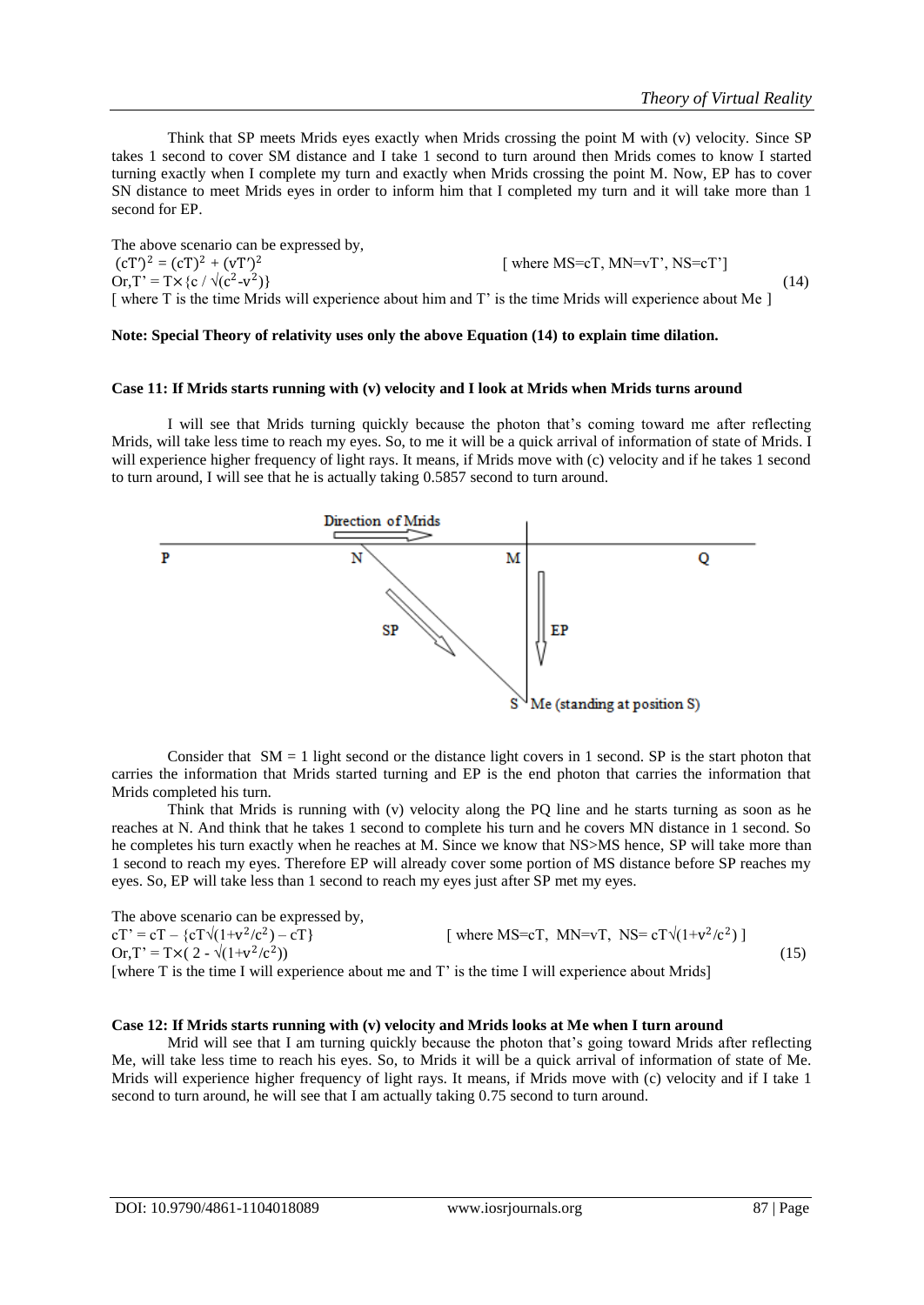Think that SP meets Mrids eyes exactly when Mrids crossing the point M with (v) velocity. Since SP takes 1 second to cover SM distance and I take 1 second to turn around then Mrids comes to know I started turning exactly when I complete my turn and exactly when Mrids crossing the point M. Now, EP has to cover SN distance to meet Mrids eyes in order to inform him that I completed my turn and it will take more than 1 second for EP.

The above scenario can be expressed by,

$$(cT')^2 = (cT)^2 + (vT')^2 \quad \text{[ where MS=cT, MN=vT', NS=cT']}$$

$$\text{Or, } T' = T\times\{c / \sqrt{(c^2 - v^2)}\} \tag{14}$$

[ where T is the time Mrids will experience about him and T' is the time Mrids will experience about Me ]

**Note: Special Theory of relativity uses only the above Equation (14) to explain time dilation.**

**Case 11: If Mrids starts running with (v) velocity and I look at Mrids when Mrids turns around**

I will see that Mrids turning quickly because the photon that's coming toward me after reflecting Mrids, will take less time to reach my eyes. So, to me it will be a quick arrival of information of state of Mrids. I will experience higher frequency of light rays. It means, if Mrids move with (c) velocity and if he takes 1 second to turn around, I will see that he is actually taking 0.5857 second to turn around.

Consider that SM = 1 light second or the distance light covers in 1 second. SP is the start photon that carries the information that Mrids started turning and EP is the end photon that carries the information that Mrids completed his turn.

Think that Mrids is running with (v) velocity along the PQ line and he starts turning as soon as he reaches at N. And think that he takes 1 second to complete his turn and he covers MN distance in 1 second. So he completes his turn exactly when he reaches at M. Since we know that NS>MS hence, SP will take more than 1 second to reach my eyes. Therefore EP will already cover some portion of MS distance before SP reaches my eyes. So, EP will take less than 1 second to reach my eyes just after SP met my eyes.

The above scenario can be expressed by,

$$cT' = cT - \{cT\sqrt{(1+v^2/c^2)} - cT\} \quad \text{[ where MS=cT, MN=vT, NS= } cT\sqrt{(1+v^2/c^2)} \text{ ]}$$

$$\text{Or, } T' = T\times(2 - \sqrt{(1+v^2/c^2)}) \tag{15}$$

[where T is the time I will experience about me and T' is the time I will experience about Mrids]

**Case 12: If Mrids starts running with (v) velocity and Mrids looks at Me when I turn around**

Mrid will see that I am turning quickly because the photon that's going toward Mrids after reflecting Me, will take less time to reach his eyes. So, to Mrids it will be a quick arrival of information of state of Me. Mrids will experience higher frequency of light rays. It means, if Mrids move with (c) velocity and if I take 1 second to turn around, he will see that I am actually taking 0.75 second to turn around.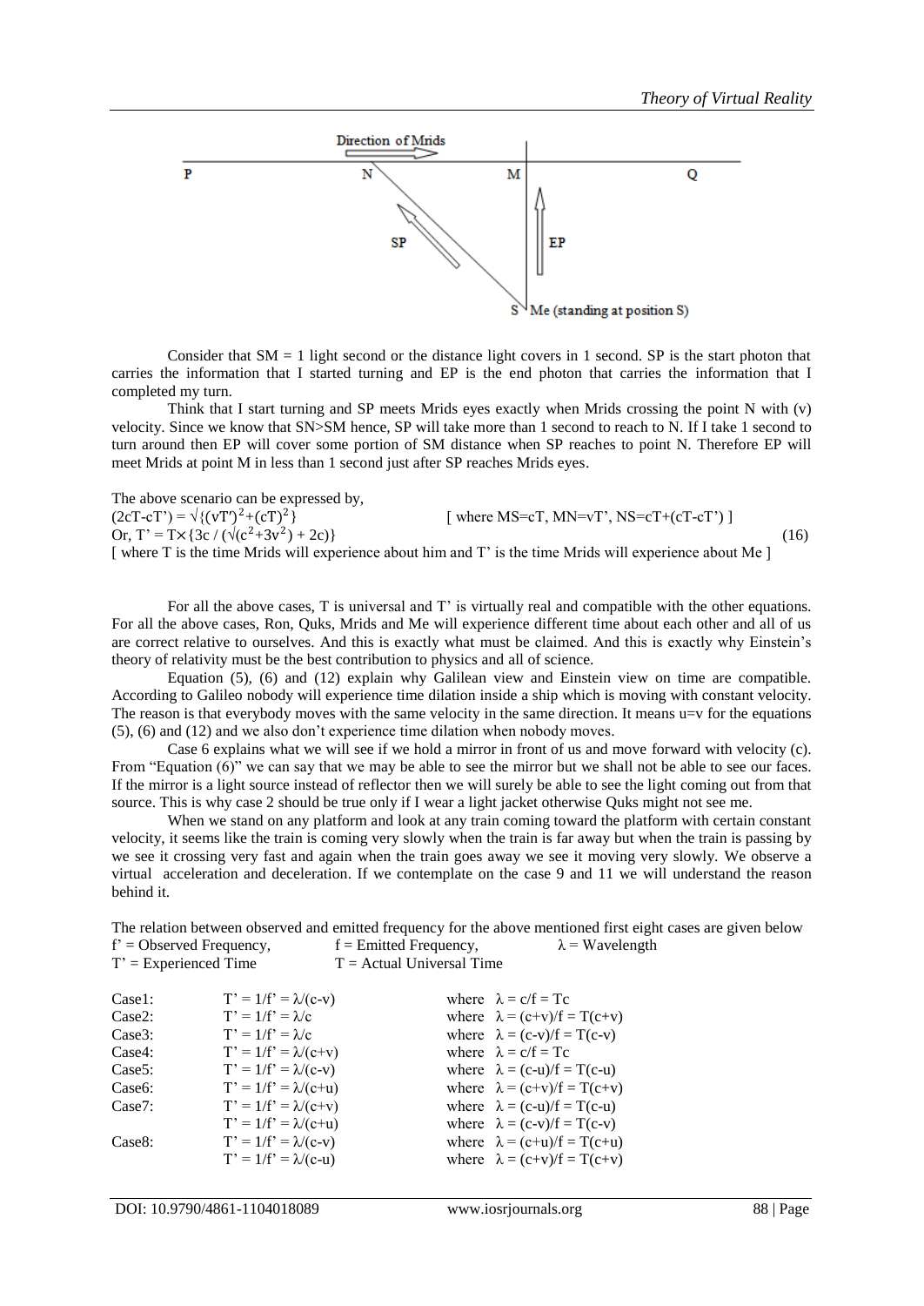Consider that SM = 1 light second or the distance light covers in 1 second. SP is the start photon that carries the information that I started turning and EP is the end photon that carries the information that I completed my turn.

Think that I start turning and SP meets Mrids eyes exactly when Mrids crossing the point N with (v) velocity. Since we know that SN>SM hence, SP will take more than 1 second to reach to N. If I take 1 second to turn around then EP will cover some portion of SM distance when SP reaches to point N. Therefore EP will meet Mrids at point M in less than 1 second just after SP reaches Mrids eyes.

The above scenario can be expressed by,

$$(2cT-cT') = \sqrt{(vT')^2+(cT)^2} \quad \text{[ where MS=cT, MN=vT', NS=cT+(cT-cT') ]}$$

$$\text{Or, } T' = T\times\{3c / (\sqrt{(c^2+3v^2)} + 2c)\} \tag{16}$$

[ where T is the time Mrids will experience about him and T' is the time Mrids will experience about Me ]

For all the above cases, T is universal and T' is virtually real and compatible with the other equations. For all the above cases, Ron, Quks, Mrids and Me will experience different time about each other and all of us are correct relative to ourselves. And this is exactly what must be claimed. And this is exactly why Einstein's theory of relativity must be the best contribution to physics and all of science.

Equation (5), (6) and (12) explain why Galilean view and Einstein view on time are compatible. According to Galileo nobody will experience time dilation inside a ship which is moving with constant velocity. The reason is that everybody moves with the same velocity in the same direction. It means u=v for the equations (5), (6) and (12) and we also don't experience time dilation when nobody moves.

Case 6 explains what we will see if we hold a mirror in front of us and move forward with velocity (c). From "Equation (6)" we can say that we may be able to see the mirror but we shall not be able to see our faces. If the mirror is a light source instead of reflector then we will surely be able to see the light coming out from that source. This is why case 2 should be true only if I wear a light jacket otherwise Quks might not see me.

When we stand on any platform and look at any train coming toward the platform with certain constant velocity, it seems like the train is coming very slowly when the train is far away but when the train is passing by we see it crossing very fast and again when the train goes away we see it moving very slowly. We observe a virtual acceleration and deceleration. If we contemplate on the case 9 and 11 we will understand the reason behind it.

The relation between observed and emitted frequency for the above mentioned first eight cases are given below

f' = Observed Frequency, f = Emitted Frequency, λ = Wavelength
T' = Experienced Time, T = Actual Universal Time

| | | |
|---|---|---|
| Case1: | $T' = 1/f' = \lambda/(c-v)$ | where $\lambda = c/f = Tc$ |
| Case2: | $T' = 1/f' = \lambda/c$ | where $\lambda = (c+v)/f = T(c+v)$ |
| Case3: | $T' = 1/f' = \lambda/c$ | where $\lambda = (c-v)/f = T(c-v)$ |
| Case4: | $T' = 1/f' = \lambda/(c+v)$ | where $\lambda = c/f = Tc$ |
| Case5: | $T' = 1/f' = \lambda/(c-v)$ | where $\lambda = (c-u)/f = T(c-u)$ |
| Case6: | $T' = 1/f' = \lambda/(c+u)$ | where $\lambda = (c+v)/f = T(c+v)$ |
| Case7: | $T' = 1/f' = \lambda/(c+v)$ | where $\lambda = (c-u)/f = T(c-u)$ |
| | $T' = 1/f' = \lambda/(c+u)$ | where $\lambda = (c-v)/f = T(c-v)$ |
| Case8: | $T' = 1/f' = \lambda/(c-v)$ | where $\lambda = (c+u)/f = T(c+u)$ |
| | $T' = 1/f' = \lambda/(c-u)$ | where $\lambda = (c+v)/f = T(c+v)$ |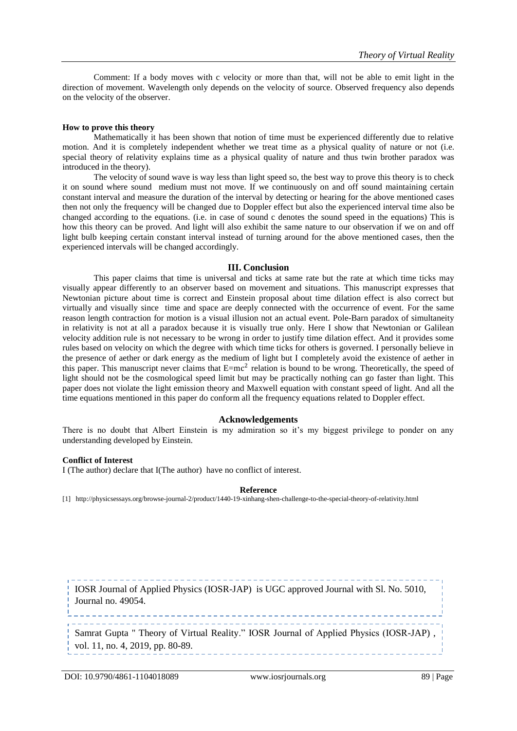Comment: If a body moves with c velocity or more than that, will not be able to emit light in the direction of movement. Wavelength only depends on the velocity of source. Observed frequency also depends on the velocity of the observer.

**How to prove this theory**

Mathematically it has been shown that notion of time must be experienced differently due to relative motion. And it is completely independent whether we treat time as a physical quality of nature or not (i.e. special theory of relativity explains time as a physical quality of nature and thus twin brother paradox was introduced in the theory).

The velocity of sound wave is way less than light speed so, the best way to prove this theory is to check it on sound where sound medium must not move. If we continuously on and off sound maintaining certain constant interval and measure the duration of the interval by detecting or hearing for the above mentioned cases then not only the frequency will be changed due to Doppler effect but also the experienced interval time also be changed according to the equations. (i.e. in case of sound c denotes the sound speed in the equations) This is how this theory can be proved. And light will also exhibit the same nature to our observation if we on and off light bulb keeping certain constant interval instead of turning around for the above mentioned cases, then the experienced intervals will be changed accordingly.

## III. Conclusion

This paper claims that time is universal and ticks at same rate but the rate at which time ticks may visually appear differently to an observer based on movement and situations. This manuscript expresses that Newtonian picture about time is correct and Einstein proposal about time dilation effect is also correct but virtually and visually since time and space are deeply connected with the occurrence of event. For the same reason length contraction for motion is a visual illusion not an actual event. Pole-Barn paradox of simultaneity in relativity is not at all a paradox because it is visually true only. Here I show that Newtonian or Galilean velocity addition rule is not necessary to be wrong in order to justify time dilation effect. And it provides some rules based on velocity on which the degree with which time ticks for others is governed. I personally believe in the presence of aether or dark energy as the medium of light but I completely avoid the existence of aether in this paper. This manuscript never claims that $E=mc^2$ relation is bound to be wrong. Theoretically, the speed of light should not be the cosmological speed limit but may be practically nothing can go faster than light. This paper does not violate the light emission theory and Maxwell equation with constant speed of light. And all the time equations mentioned in this paper do conform all the frequency equations related to Doppler effect.

## Acknowledgements

There is no doubt that Albert Einstein is my admiration so it's my biggest privilege to ponder on any understanding developed by Einstein.

**Conflict of Interest**

I (The author) declare that I(The author) have no conflict of interest.

## Reference

[1] http://physicsessays.org/browse-journal-2/product/1440-19-xinhang-shen-challenge-to-the-special-theory-of-relativity.html

IOSR Journal of Applied Physics (IOSR-JAP) is UGC approved Journal with Sl. No. 5010, Journal no. 49054.

Samrat Gupta " Theory of Virtual Reality." IOSR Journal of Applied Physics (IOSR-JAP) , vol. 11, no. 4, 2019, pp. 80-89.